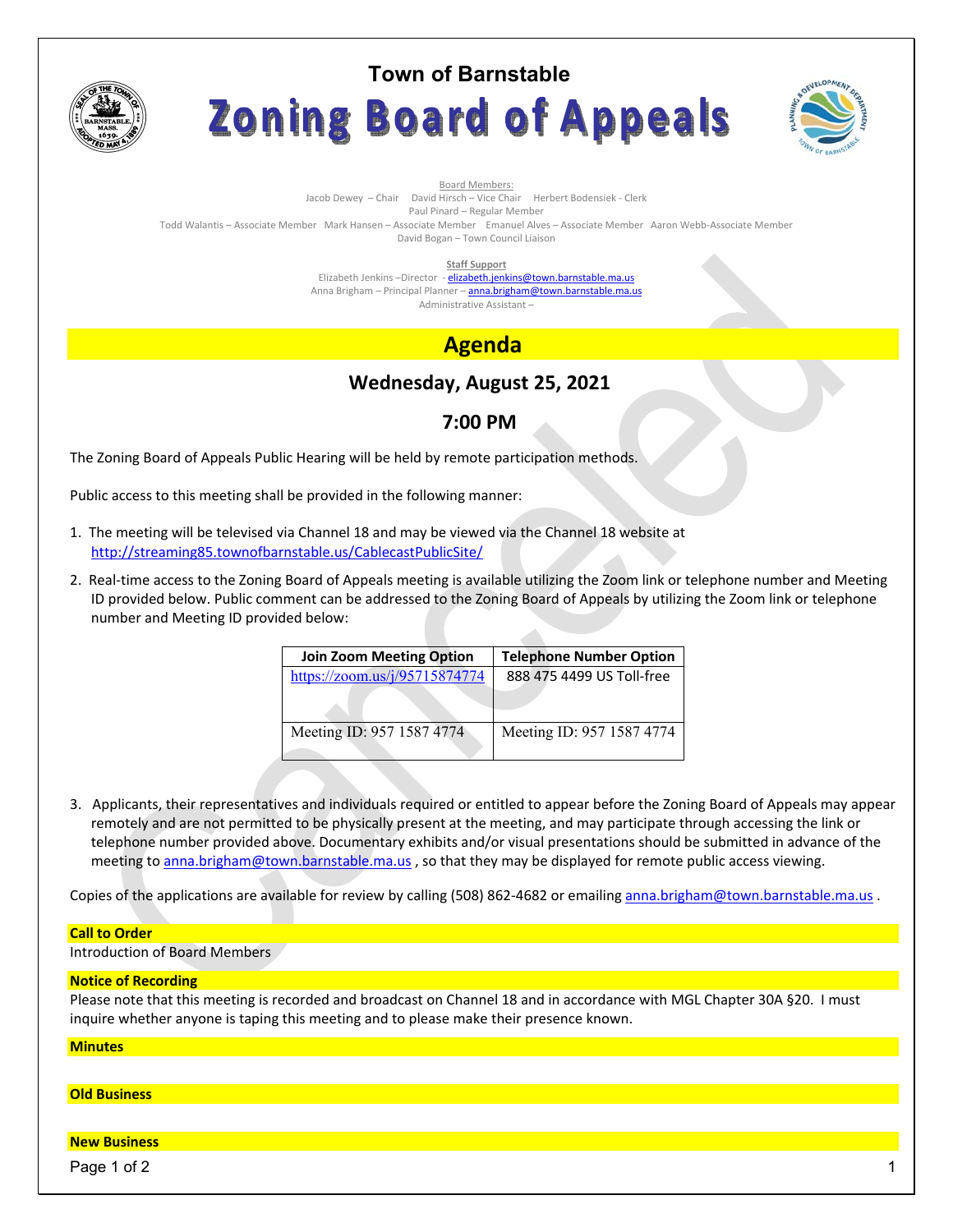# Town of Barnstable

# Zoning Board of Appeals

Board Members:

Jacob Dewey – Chair David Hirsch – Vice Chair Herbert Bodensiek - Clerk

Paul Pinard – Regular Member

Todd Walantis – Associate Member Mark Hansen – Associate Member Emanuel Alves – Associate Member Aaron Webb-Associate Member

David Bogan – Town Council Liaison

**Staff Support**

Elizabeth Jenkins –Director - elizabeth.jenkins@town.barnstable.ma.us

Anna Brigham – Principal Planner – anna.brigham@town.barnstable.ma.us

Administrative Assistant –

Canceled

## Agenda

### Wednesday, August 25, 2021

### 7:00 PM

The Zoning Board of Appeals Public Hearing will be held by remote participation methods.

Public access to this meeting shall be provided in the following manner:

1. The meeting will be televised via Channel 18 and may be viewed via the Channel 18 website at http://streaming85.townofbarnstable.us/CablecastPublicSite/
2. Real-time access to the Zoning Board of Appeals meeting is available utilizing the Zoom link or telephone number and Meeting ID provided below. Public comment can be addressed to the Zoning Board of Appeals by utilizing the Zoom link or telephone number and Meeting ID provided below:

| Join Zoom Meeting Option | Telephone Number Option |
|---|---|
| https://zoom.us/j/95715874774 | 888 475 4499 US Toll-free |
| Meeting ID: 957 1587 4774 | Meeting ID: 957 1587 4774 |

3. Applicants, their representatives and individuals required or entitled to appear before the Zoning Board of Appeals may appear remotely and are not permitted to be physically present at the meeting, and may participate through accessing the link or telephone number provided above. Documentary exhibits and/or visual presentations should be submitted in advance of the meeting to anna.brigham@town.barnstable.ma.us , so that they may be displayed for remote public access viewing.

Copies of the applications are available for review by calling (508) 862-4682 or emailing anna.brigham@town.barnstable.ma.us .

**Call to Order**

Introduction of Board Members

**Notice of Recording**

Please note that this meeting is recorded and broadcast on Channel 18 and in accordance with MGL Chapter 30A §20. I must inquire whether anyone is taping this meeting and to please make their presence known.

**Minutes**

**Old Business**

**New Business**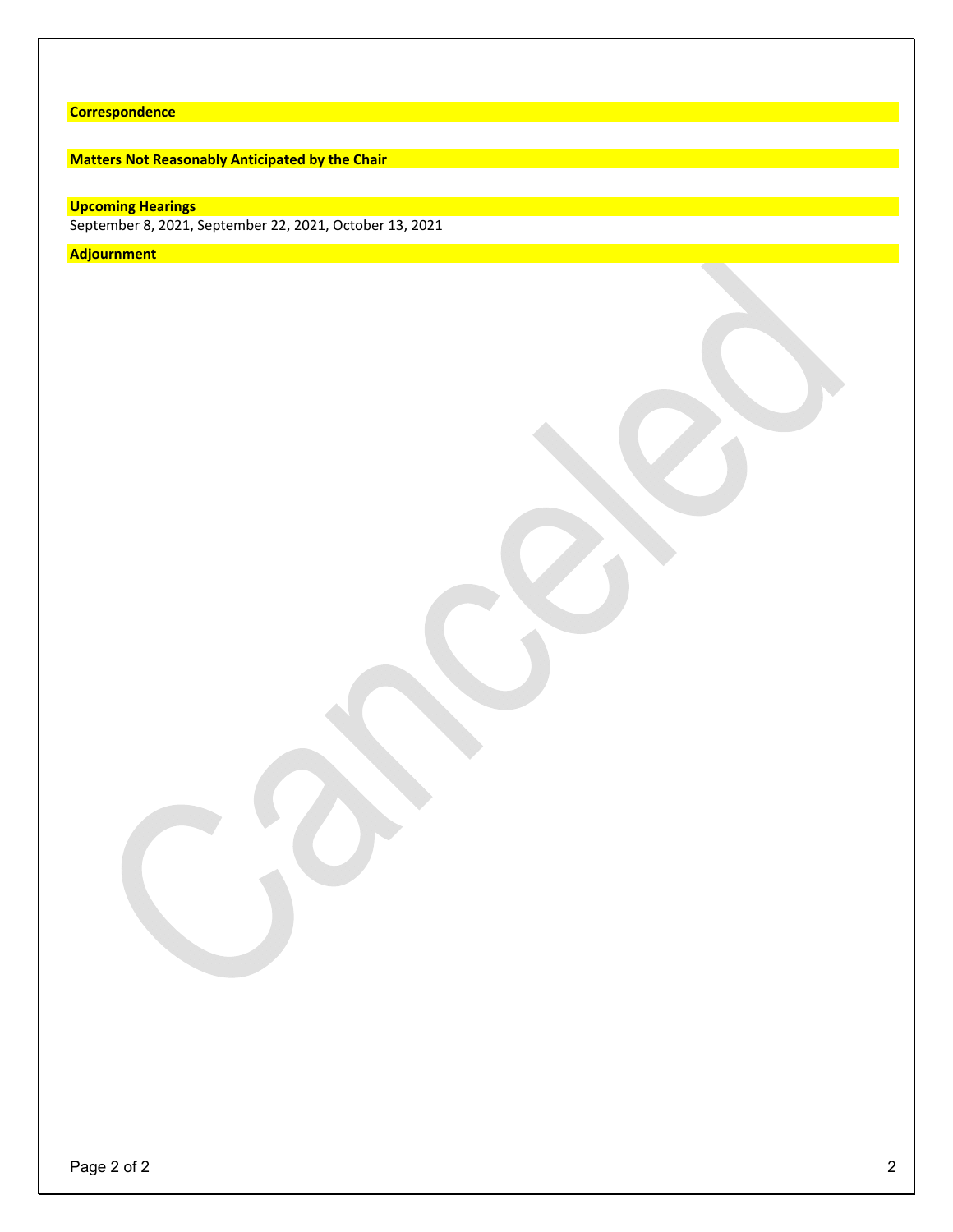**Correspondence**

**Matters Not Reasonably Anticipated by the Chair**

**Upcoming Hearings**

September 8, 2021, September 22, 2021, October 13, 2021

**Adjournment**

Canceled